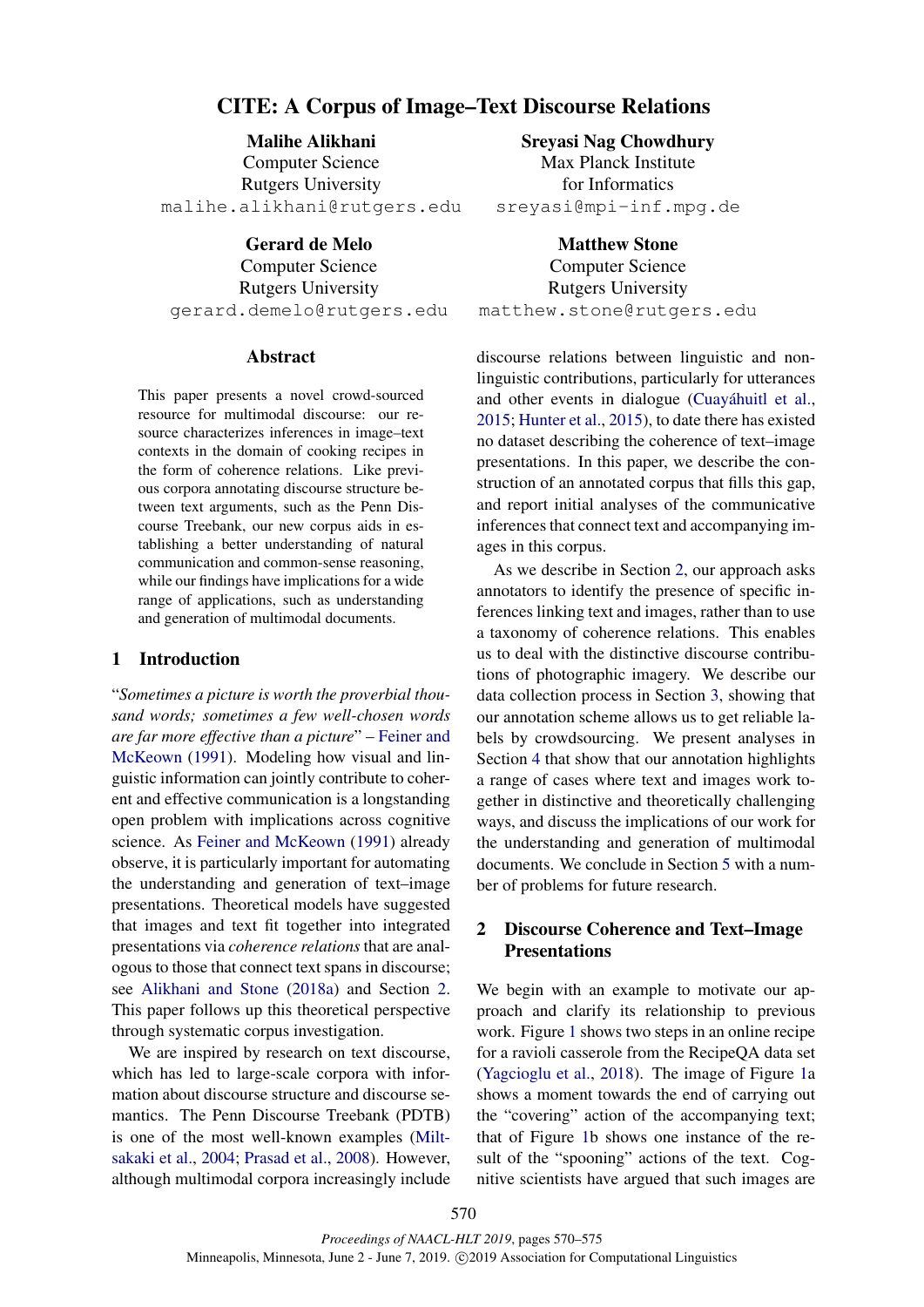# CITE: A Corpus of Image–Text Discourse Relations

**Malihe Alikhani**
Computer Science
Rutgers University
malihe.alikhani@rutgers.edu

**Sreyasi Nag Chowdhury**
Max Planck Institute
for Informatics
sreyasi@mpi-inf.mpg.de

**Gerard de Melo**
Computer Science
Rutgers University
gerard.demelo@rutgers.edu

**Matthew Stone**
Computer Science
Rutgers University
matthew.stone@rutgers.edu

## Abstract

This paper presents a novel crowd-sourced resource for multimodal discourse: our resource characterizes inferences in image–text contexts in the domain of cooking recipes in the form of coherence relations. Like previous corpora annotating discourse structure between text arguments, such as the Penn Discourse Treebank, our new corpus aids in establishing a better understanding of natural communication and common-sense reasoning, while our findings have implications for a wide range of applications, such as understanding and generation of multimodal documents.

## 1 Introduction

"*Sometimes a picture is worth the proverbial thousand words; sometimes a few well-chosen words are far more effective than a picture*" – Feiner and McKeown (1991). Modeling how visual and linguistic information can jointly contribute to coherent and effective communication is a longstanding open problem with implications across cognitive science. As Feiner and McKeown (1991) already observe, it is particularly important for automating the understanding and generation of text–image presentations. Theoretical models have suggested that images and text fit together into integrated presentations via *coherence relations* that are analogous to those that connect text spans in discourse; see Alikhani and Stone (2018a) and Section 2. This paper follows up this theoretical perspective through systematic corpus investigation.

We are inspired by research on text discourse, which has led to large-scale corpora with information about discourse structure and discourse semantics. The Penn Discourse Treebank (PDTB) is one of the most well-known examples (Miltsakaki et al., 2004; Prasad et al., 2008). However, although multimodal corpora increasingly include discourse relations between linguistic and non-linguistic contributions, particularly for utterances and other events in dialogue (Cuayáhuitl et al., 2015; Hunter et al., 2015), to date there has existed no dataset describing the coherence of text–image presentations. In this paper, we describe the construction of an annotated corpus that fills this gap, and report initial analyses of the communicative inferences that connect text and accompanying images in this corpus.

As we describe in Section 2, our approach asks annotators to identify the presence of specific inferences linking text and images, rather than to use a taxonomy of coherence relations. This enables us to deal with the distinctive discourse contributions of photographic imagery. We describe our data collection process in Section 3, showing that our annotation scheme allows us to get reliable labels by crowdsourcing. We present analyses in Section 4 that show that our annotation highlights a range of cases where text and images work together in distinctive and theoretically challenging ways, and discuss the implications of our work for the understanding and generation of multimodal documents. We conclude in Section 5 with a number of problems for future research.

## 2 Discourse Coherence and Text–Image Presentations

We begin with an example to motivate our approach and clarify its relationship to previous work. Figure 1 shows two steps in an online recipe for a ravioli casserole from the RecipeQA data set (Yagcioglu et al., 2018). The image of Figure 1a shows a moment towards the end of carrying out the "covering" action of the accompanying text; that of Figure 1b shows one instance of the result of the "spooning" actions of the text. Cognitive scientists have argued that such images are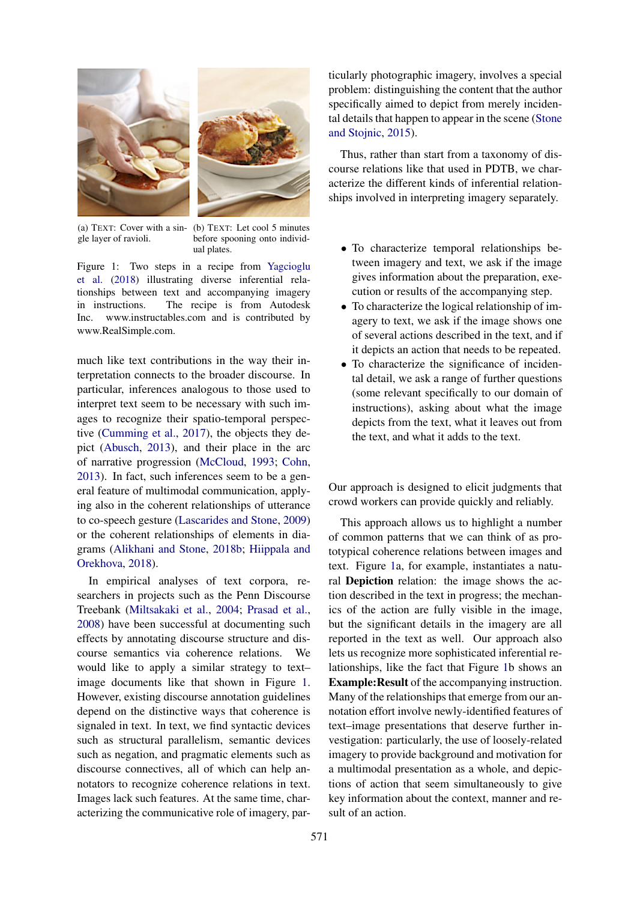(a) TEXT: Cover with a single layer of ravioli.

(b) TEXT: Let cool 5 minutes before spooning onto individual plates.

Figure 1: Two steps in a recipe from Yagcioglu et al. (2018) illustrating diverse inferential relationships between text and accompanying imagery in instructions. The recipe is from Autodesk Inc. www.instructables.com and is contributed by www.RealSimple.com.

much like text contributions in the way their interpretation connects to the broader discourse. In particular, inferences analogous to those used to interpret text seem to be necessary with such images to recognize their spatio-temporal perspective (Cumming et al., 2017), the objects they depict (Abusch, 2013), and their place in the arc of narrative progression (McCloud, 1993; Cohn, 2013). In fact, such inferences seem to be a general feature of multimodal communication, applying also in the coherent relationships of utterance to co-speech gesture (Lascarides and Stone, 2009) or the coherent relationships of elements in diagrams (Alikhani and Stone, 2018b; Hiippala and Orekhova, 2018).

In empirical analyses of text corpora, researchers in projects such as the Penn Discourse Treebank (Miltsakaki et al., 2004; Prasad et al., 2008) have been successful at documenting such effects by annotating discourse structure and discourse semantics via coherence relations. We would like to apply a similar strategy to text–image documents like that shown in Figure 1. However, existing discourse annotation guidelines depend on the distinctive ways that coherence is signaled in text. In text, we find syntactic devices such as structural parallelism, semantic devices such as negation, and pragmatic elements such as discourse connectives, all of which can help annotators to recognize coherence relations in text. Images lack such features. At the same time, characterizing the communicative role of imagery, particularly photographic imagery, involves a special problem: distinguishing the content that the author specifically aimed to depict from merely incidental details that happen to appear in the scene (Stone and Stojnic, 2015).

Thus, rather than start from a taxonomy of discourse relations like that used in PDTB, we characterize the different kinds of inferential relationships involved in interpreting imagery separately.

- To characterize temporal relationships between imagery and text, we ask if the image gives information about the preparation, execution or results of the accompanying step.
- To characterize the logical relationship of imagery to text, we ask if the image shows one of several actions described in the text, and if it depicts an action that needs to be repeated.
- To characterize the significance of incidental detail, we ask a range of further questions (some relevant specifically to our domain of instructions), asking about what the image depicts from the text, what it leaves out from the text, and what it adds to the text.

Our approach is designed to elicit judgments that crowd workers can provide quickly and reliably.

This approach allows us to highlight a number of common patterns that we can think of as prototypical coherence relations between images and text. Figure 1a, for example, instantiates a natural **Depiction** relation: the image shows the action described in the text in progress; the mechanics of the action are fully visible in the image, but the significant details in the imagery are all reported in the text as well. Our approach also lets us recognize more sophisticated inferential relationships, like the fact that Figure 1b shows an **Example:Result** of the accompanying instruction. Many of the relationships that emerge from our annotation effort involve newly-identified features of text–image presentations that deserve further investigation: particularly, the use of loosely-related imagery to provide background and motivation for a multimodal presentation as a whole, and depictions of action that seem simultaneously to give key information about the context, manner and result of an action.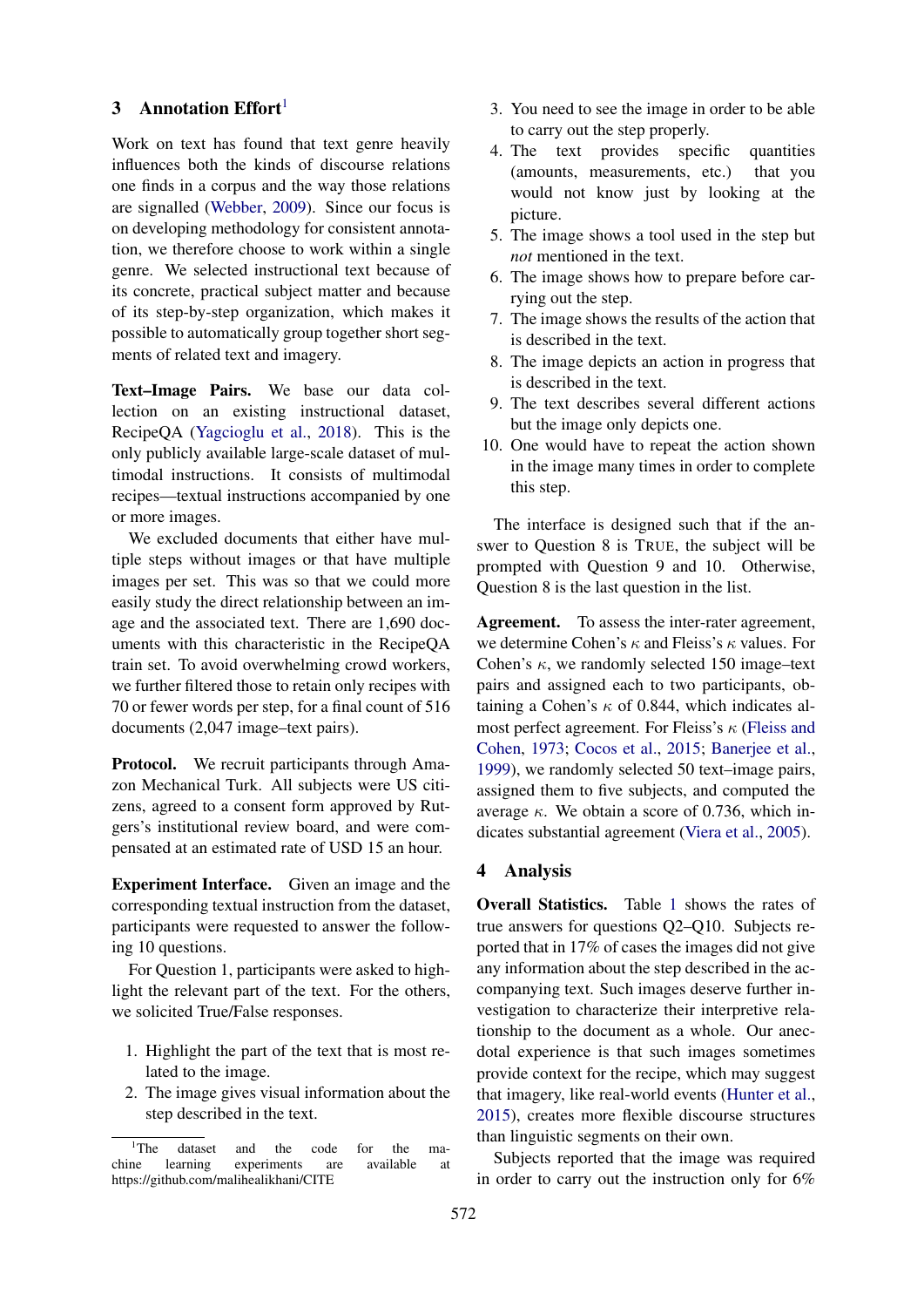## 3 Annotation Effort[1]

Work on text has found that text genre heavily influences both the kinds of discourse relations one finds in a corpus and the way those relations are signalled (Webber, 2009). Since our focus is on developing methodology for consistent annotation, we therefore choose to work within a single genre. We selected instructional text because of its concrete, practical subject matter and because of its step-by-step organization, which makes it possible to automatically group together short segments of related text and imagery.

**Text–Image Pairs.** We base our data collection on an existing instructional dataset, RecipeQA (Yagcioglu et al., 2018). This is the only publicly available large-scale dataset of multimodal instructions. It consists of multimodal recipes—textual instructions accompanied by one or more images.

We excluded documents that either have multiple steps without images or that have multiple images per set. This was so that we could more easily study the direct relationship between an image and the associated text. There are 1,690 documents with this characteristic in the RecipeQA train set. To avoid overwhelming crowd workers, we further filtered those to retain only recipes with 70 or fewer words per step, for a final count of 516 documents (2,047 image–text pairs).

**Protocol.** We recruit participants through Amazon Mechanical Turk. All subjects were US citizens, agreed to a consent form approved by Rutgers's institutional review board, and were compensated at an estimated rate of USD 15 an hour.

**Experiment Interface.** Given an image and the corresponding textual instruction from the dataset, participants were requested to answer the following 10 questions.

For Question 1, participants were asked to highlight the relevant part of the text. For the others, we solicited True/False responses.

1. Highlight the part of the text that is most related to the image.
2. The image gives visual information about the step described in the text.
3. You need to see the image in order to be able to carry out the step properly.
4. The text provides specific quantities (amounts, measurements, etc.) that you would not know just by looking at the picture.
5. The image shows a tool used in the step but *not* mentioned in the text.
6. The image shows how to prepare before carrying out the step.
7. The image shows the results of the action that is described in the text.
8. The image depicts an action in progress that is described in the text.
9. The text describes several different actions but the image only depicts one.
10. One would have to repeat the action shown in the image many times in order to complete this step.

The interface is designed such that if the answer to Question 8 is TRUE, the subject will be prompted with Question 9 and 10. Otherwise, Question 8 is the last question in the list.

**Agreement.** To assess the inter-rater agreement, we determine Cohen's $\kappa$ and Fleiss's $\kappa$ values. For Cohen's $\kappa$, we randomly selected 150 image–text pairs and assigned each to two participants, obtaining a Cohen's $\kappa$ of 0.844, which indicates almost perfect agreement. For Fleiss's $\kappa$ (Fleiss and Cohen, 1973; Cocos et al., 2015; Banerjee et al., 1999), we randomly selected 50 text–image pairs, assigned them to five subjects, and computed the average $\kappa$. We obtain a score of 0.736, which indicates substantial agreement (Viera et al., 2005).

## 4 Analysis

**Overall Statistics.** Table 1 shows the rates of true answers for questions Q2–Q10. Subjects reported that in 17% of cases the images did not give any information about the step described in the accompanying text. Such images deserve further investigation to characterize their interpretive relationship to the document as a whole. Our anecdotal experience is that such images sometimes provide context for the recipe, which may suggest that imagery, like real-world events (Hunter et al., 2015), creates more flexible discourse structures than linguistic segments on their own.

Subjects reported that the image was required in order to carry out the instruction only for 6%

[1] The dataset and the code for the machine learning experiments are available at https://github.com/malihealikhani/CITE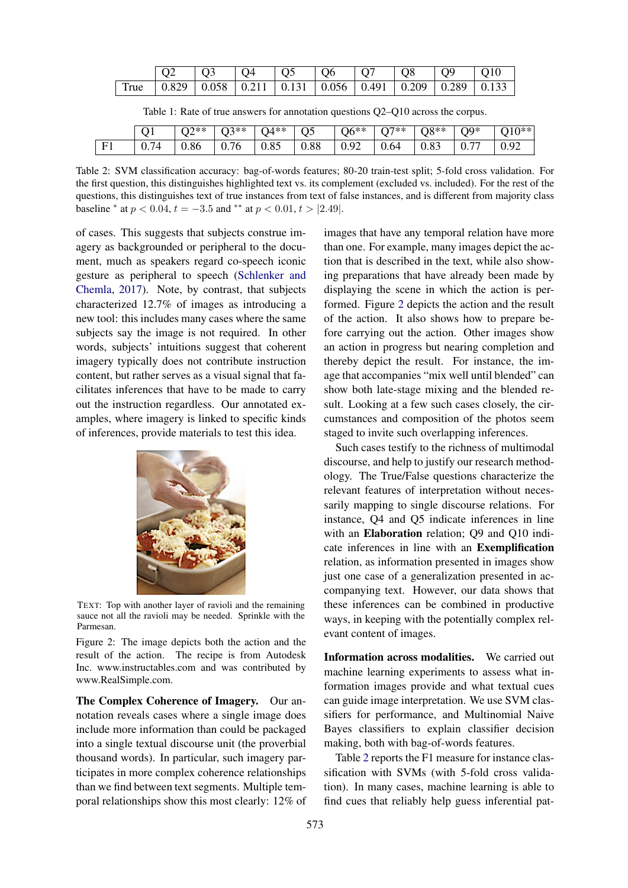|  | Q2 | Q3 | Q4 | Q5 | Q6 | Q7 | Q8 | Q9 | Q10 |
|---|---|---|---|---|---|---|---|---|---|
| True | 0.829 | 0.058 | 0.211 | 0.131 | 0.056 | 0.491 | 0.209 | 0.289 | 0.133 |

Table 1: Rate of true answers for annotation questions Q2–Q10 across the corpus.

|  | Q1 | Q2** | Q3** | Q4** | Q5 | Q6** | Q7** | Q8** | Q9* | Q10** |
|---|---|---|---|---|---|---|---|---|---|---|
| F1 | 0.74 | 0.86 | 0.76 | 0.85 | 0.88 | 0.92 | 0.64 | 0.83 | 0.77 | 0.92 |

Table 2: SVM classification accuracy: bag-of-words features; 80-20 train-test split; 5-fold cross validation. For the first question, this distinguishes highlighted text vs. its complement (excluded vs. included). For the rest of the questions, this distinguishes text of true instances from text of false instances, and is different from majority class baseline * at $p < 0.04$, $t = -3.5$ and ** at $p < 0.01$, $t > |2.49|$.

of cases. This suggests that subjects construe imagery as backgrounded or peripheral to the document, much as speakers regard co-speech iconic gesture as peripheral to speech (Schlenker and Chemla, 2017). Note, by contrast, that subjects characterized 12.7% of images as introducing a new tool: this includes many cases where the same subjects say the image is not required. In other words, subjects' intuitions suggest that coherent imagery typically does not contribute instruction content, but rather serves as a visual signal that facilitates inferences that have to be made to carry out the instruction regardless. Our annotated examples, where imagery is linked to specific kinds of inferences, provide materials to test this idea.

TEXT: Top with another layer of ravioli and the remaining sauce not all the ravioli may be needed. Sprinkle with the Parmesan.

Figure 2: The image depicts both the action and the result of the action. The recipe is from Autodesk Inc. www.instructables.com and was contributed by www.RealSimple.com.

**The Complex Coherence of Imagery.** Our annotation reveals cases where a single image does include more information than could be packaged into a single textual discourse unit (the proverbial thousand words). In particular, such imagery participates in more complex coherence relationships than we find between text segments. Multiple temporal relationships show this most clearly: 12% of images that have any temporal relation have more than one. For example, many images depict the action that is described in the text, while also showing preparations that have already been made by displaying the scene in which the action is performed. Figure 2 depicts the action and the result of the action. It also shows how to prepare before carrying out the action. Other images show an action in progress but nearing completion and thereby depict the result. For instance, the image that accompanies "mix well until blended" can show both late-stage mixing and the blended result. Looking at a few such cases closely, the circumstances and composition of the photos seem staged to invite such overlapping inferences.

Such cases testify to the richness of multimodal discourse, and help to justify our research methodology. The True/False questions characterize the relevant features of interpretation without necessarily mapping to single discourse relations. For instance, Q4 and Q5 indicate inferences in line with an **Elaboration** relation; Q9 and Q10 indicate inferences in line with an **Exemplification** relation, as information presented in images show just one case of a generalization presented in accompanying text. However, our data shows that these inferences can be combined in productive ways, in keeping with the potentially complex relevant content of images.

**Information across modalities.** We carried out machine learning experiments to assess what information images provide and what textual cues can guide image interpretation. We use SVM classifiers for performance, and Multinomial Naive Bayes classifiers to explain classifier decision making, both with bag-of-words features.

Table 2 reports the F1 measure for instance classification with SVMs (with 5-fold cross validation). In many cases, machine learning is able to find cues that reliably help guess inferential pat-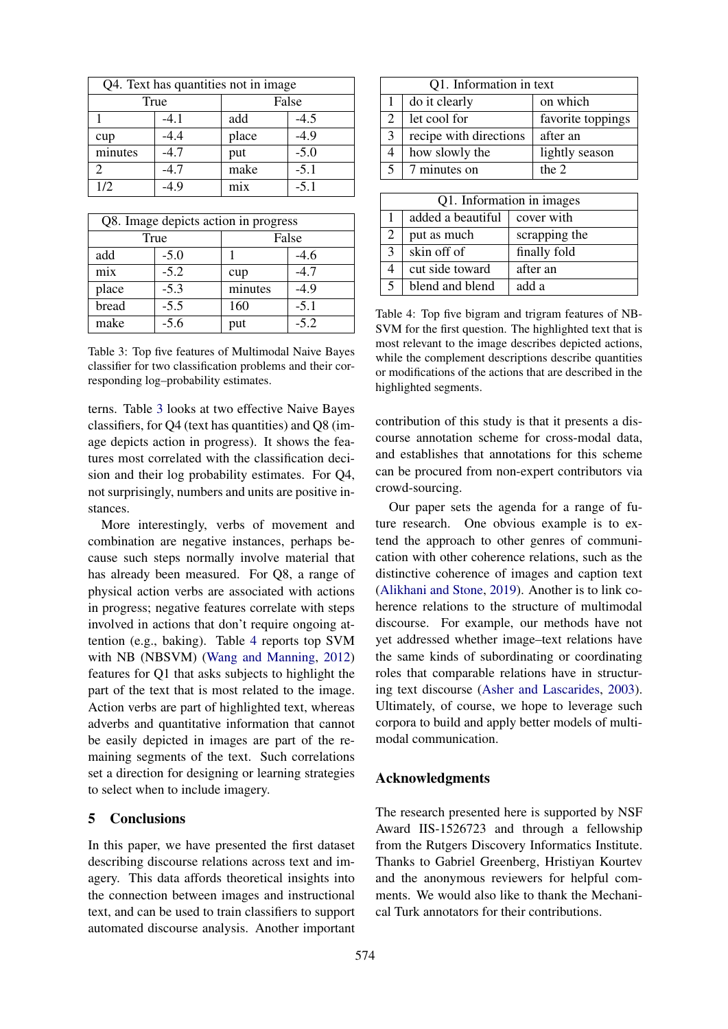| Q4. Text has quantities not in image | | | |
|---|---|---|---|
| True | | False | |
| 1 | -4.1 | add | -4.5 |
| cup | -4.4 | place | -4.9 |
| minutes | -4.7 | put | -5.0 |
| 2 | -4.7 | make | -5.1 |
| 1/2 | -4.9 | mix | -5.1 |

| Q8. Image depicts action in progress | | | |
|---|---|---|---|
| True | | False | |
| add | -5.0 | 1 | -4.6 |
| mix | -5.2 | cup | -4.7 |
| place | -5.3 | minutes | -4.9 |
| bread | -5.5 | 160 | -5.1 |
| make | -5.6 | put | -5.2 |

Table 3: Top five features of Multimodal Naive Bayes classifier for two classification problems and their corresponding log–probability estimates.

terns. Table 3 looks at two effective Naive Bayes classifiers, for Q4 (text has quantities) and Q8 (image depicts action in progress). It shows the features most correlated with the classification decision and their log probability estimates. For Q4, not surprisingly, numbers and units are positive instances.

More interestingly, verbs of movement and combination are negative instances, perhaps because such steps normally involve material that has already been measured. For Q8, a range of physical action verbs are associated with actions in progress; negative features correlate with steps involved in actions that don't require ongoing attention (e.g., baking). Table 4 reports top SVM with NB (NBSVM) (Wang and Manning, 2012) features for Q1 that asks subjects to highlight the part of the text that is most related to the image. Action verbs are part of highlighted text, whereas adverbs and quantitative information that cannot be easily depicted in images are part of the remaining segments of the text. Such correlations set a direction for designing or learning strategies to select when to include imagery.

| Q1. Information in text | | |
|---|---|---|
| 1 | do it clearly | on which |
| 2 | let cool for | favorite toppings |
| 3 | recipe with directions | after an |
| 4 | how slowly the | lightly season |
| 5 | 7 minutes on | the 2 |

| Q1. Information in images | | |
|---|---|---|
| 1 | added a beautiful | cover with |
| 2 | put as much | scrapping the |
| 3 | skin off of | finally fold |
| 4 | cut side toward | after an |
| 5 | blend and blend | add a |

Table 4: Top five bigram and trigram features of NB-SVM for the first question. The highlighted text that is most relevant to the image describes depicted actions, while the complement descriptions describe quantities or modifications of the actions that are described in the highlighted segments.

## 5 Conclusions

In this paper, we have presented the first dataset describing discourse relations across text and imagery. This data affords theoretical insights into the connection between images and instructional text, and can be used to train classifiers to support automated discourse analysis. Another important contribution of this study is that it presents a discourse annotation scheme for cross-modal data, and establishes that annotations for this scheme can be procured from non-expert contributors via crowd-sourcing.

Our paper sets the agenda for a range of future research. One obvious example is to extend the approach to other genres of communication with other coherence relations, such as the distinctive coherence of images and caption text (Alikhani and Stone, 2019). Another is to link coherence relations to the structure of multimodal discourse. For example, our methods have not yet addressed whether image–text relations have the same kinds of subordinating or coordinating roles that comparable relations have in structuring text discourse (Asher and Lascarides, 2003). Ultimately, of course, we hope to leverage such corpora to build and apply better models of multimodal communication.

## Acknowledgments

The research presented here is supported by NSF Award IIS-1526723 and through a fellowship from the Rutgers Discovery Informatics Institute. Thanks to Gabriel Greenberg, Hristiyan Kourtev and the anonymous reviewers for helpful comments. We would also like to thank the Mechanical Turk annotators for their contributions.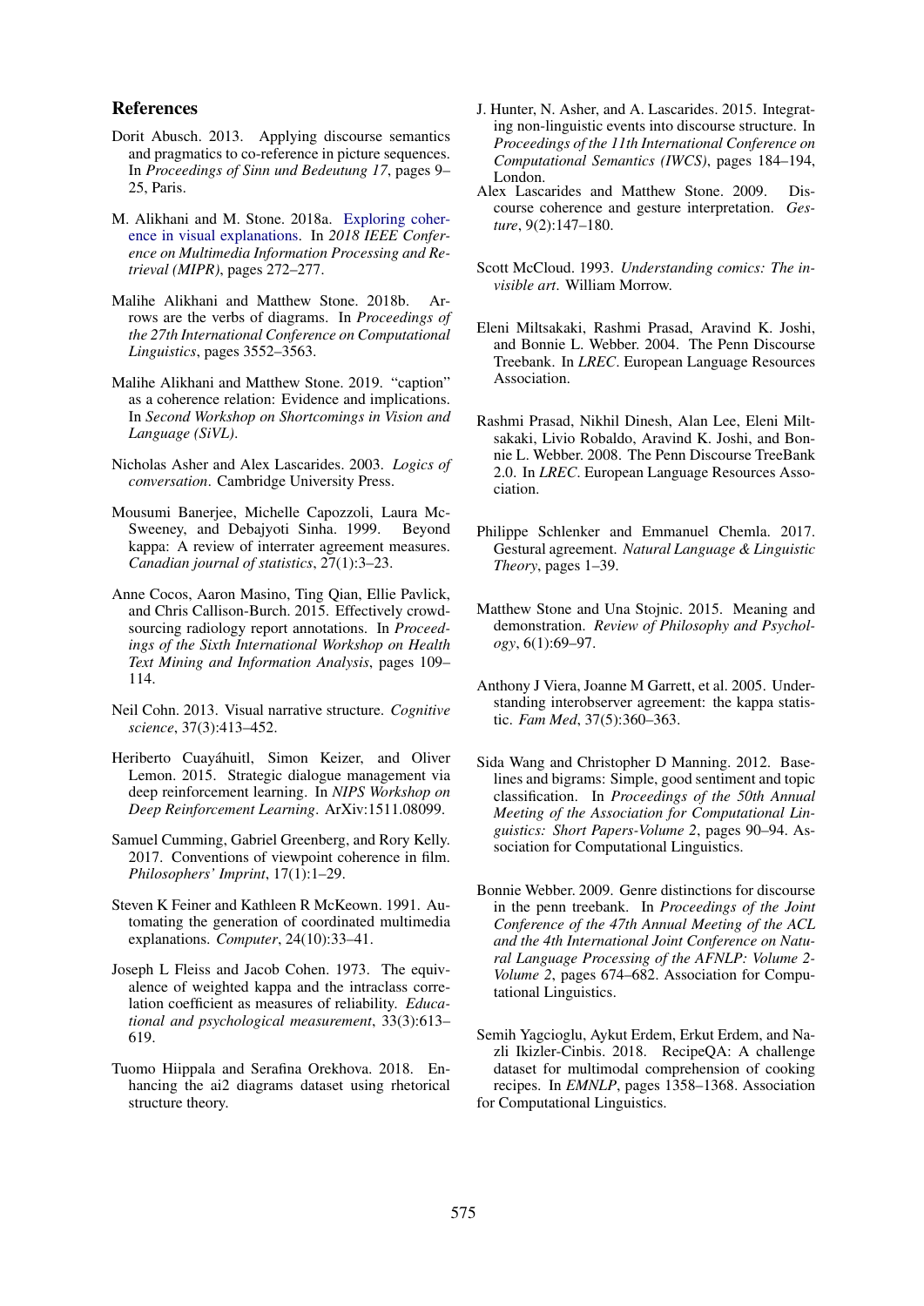## References

Dorit Abusch. 2013. Applying discourse semantics and pragmatics to co-reference in picture sequences. In *Proceedings of Sinn und Bedeutung 17*, pages 9–25, Paris.

M. Alikhani and M. Stone. 2018a. Exploring coherence in visual explanations. In *2018 IEEE Conference on Multimedia Information Processing and Retrieval (MIPR)*, pages 272–277.

Malihe Alikhani and Matthew Stone. 2018b. Arrows are the verbs of diagrams. In *Proceedings of the 27th International Conference on Computational Linguistics*, pages 3552–3563.

Malihe Alikhani and Matthew Stone. 2019. "caption" as a coherence relation: Evidence and implications. In *Second Workshop on Shortcomings in Vision and Language (SiVL)*.

Nicholas Asher and Alex Lascarides. 2003. *Logics of conversation*. Cambridge University Press.

Mousumi Banerjee, Michelle Capozzoli, Laura McSweeney, and Debajyoti Sinha. 1999. Beyond kappa: A review of interrater agreement measures. *Canadian journal of statistics*, 27(1):3–23.

Anne Cocos, Aaron Masino, Ting Qian, Ellie Pavlick, and Chris Callison-Burch. 2015. Effectively crowdsourcing radiology report annotations. In *Proceedings of the Sixth International Workshop on Health Text Mining and Information Analysis*, pages 109–114.

Neil Cohn. 2013. Visual narrative structure. *Cognitive science*, 37(3):413–452.

Heriberto Cuayáhuitl, Simon Keizer, and Oliver Lemon. 2015. Strategic dialogue management via deep reinforcement learning. In *NIPS Workshop on Deep Reinforcement Learning*. ArXiv:1511.08099.

Samuel Cumming, Gabriel Greenberg, and Rory Kelly. 2017. Conventions of viewpoint coherence in film. *Philosophers' Imprint*, 17(1):1–29.

Steven K Feiner and Kathleen R McKeown. 1991. Automating the generation of coordinated multimedia explanations. *Computer*, 24(10):33–41.

Joseph L Fleiss and Jacob Cohen. 1973. The equivalence of weighted kappa and the intraclass correlation coefficient as measures of reliability. *Educational and psychological measurement*, 33(3):613–619.

Tuomo Hiippala and Serafina Orekhova. 2018. Enhancing the ai2 diagrams dataset using rhetorical structure theory.

J. Hunter, N. Asher, and A. Lascarides. 2015. Integrating non-linguistic events into discourse structure. In *Proceedings of the 11th International Conference on Computational Semantics (IWCS)*, pages 184–194, London.

Alex Lascarides and Matthew Stone. 2009. Discourse coherence and gesture interpretation. *Gesture*, 9(2):147–180.

Scott McCloud. 1993. *Understanding comics: The invisible art*. William Morrow.

Eleni Miltsakaki, Rashmi Prasad, Aravind K. Joshi, and Bonnie L. Webber. 2004. The Penn Discourse Treebank. In *LREC*. European Language Resources Association.

Rashmi Prasad, Nikhil Dinesh, Alan Lee, Eleni Miltsakaki, Livio Robaldo, Aravind K. Joshi, and Bonnie L. Webber. 2008. The Penn Discourse TreeBank 2.0. In *LREC*. European Language Resources Association.

Philippe Schlenker and Emmanuel Chemla. 2017. Gestural agreement. *Natural Language & Linguistic Theory*, pages 1–39.

Matthew Stone and Una Stojnic. 2015. Meaning and demonstration. *Review of Philosophy and Psychology*, 6(1):69–97.

Anthony J Viera, Joanne M Garrett, et al. 2005. Understanding interobserver agreement: the kappa statistic. *Fam Med*, 37(5):360–363.

Sida Wang and Christopher D Manning. 2012. Baselines and bigrams: Simple, good sentiment and topic classification. In *Proceedings of the 50th Annual Meeting of the Association for Computational Linguistics: Short Papers-Volume 2*, pages 90–94. Association for Computational Linguistics.

Bonnie Webber. 2009. Genre distinctions for discourse in the penn treebank. In *Proceedings of the Joint Conference of the 47th Annual Meeting of the ACL and the 4th International Joint Conference on Natural Language Processing of the AFNLP: Volume 2-Volume 2*, pages 674–682. Association for Computational Linguistics.

Semih Yagcioglu, Aykut Erdem, Erkut Erdem, and Nazli Ikizler-Cinbis. 2018. RecipeQA: A challenge dataset for multimodal comprehension of cooking recipes. In *EMNLP*, pages 1358–1368. Association for Computational Linguistics.